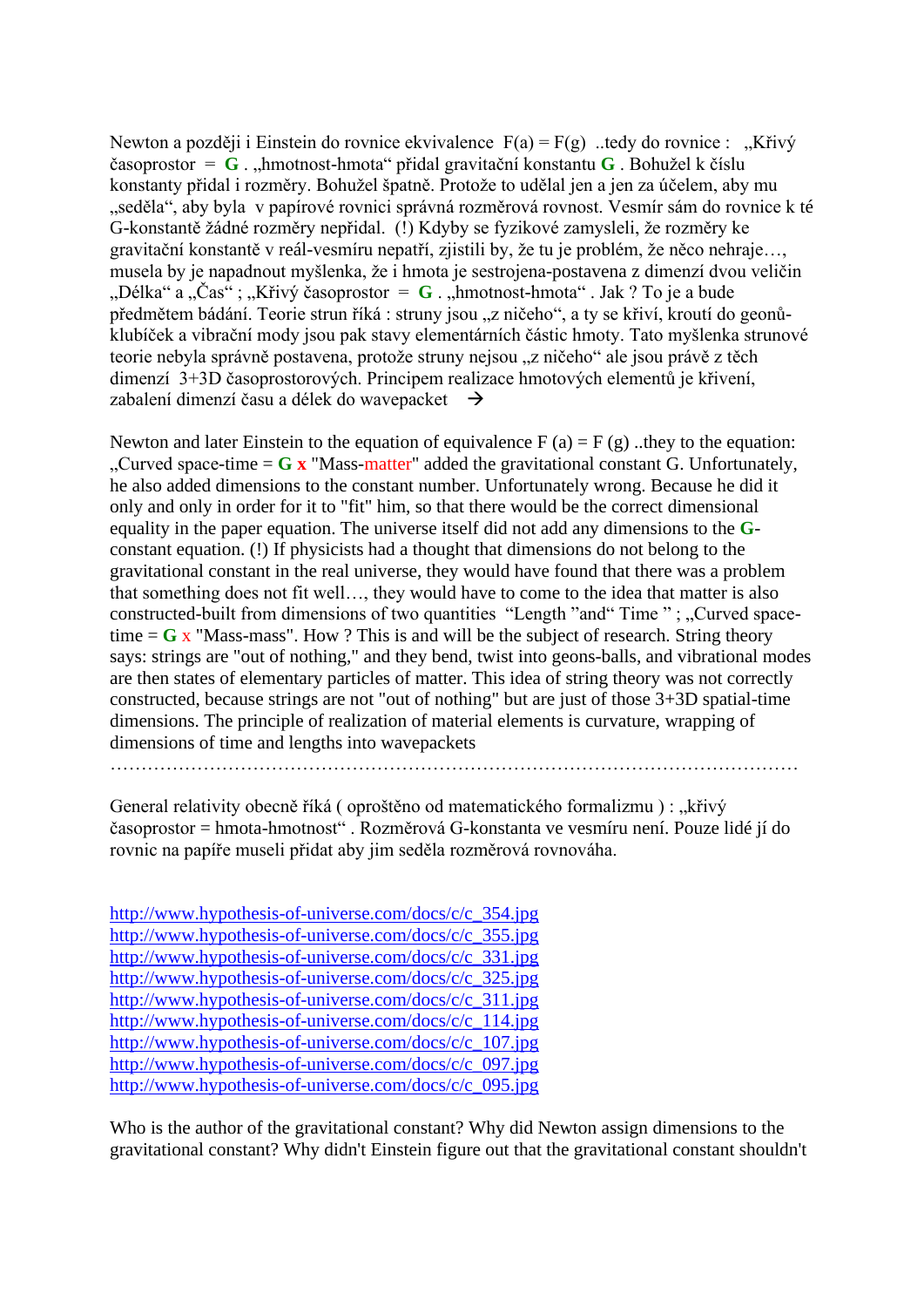Newton a později i Einstein do rovnice ekvivalence $F(a) = F(g)$ ..tedy do rovnice : „Křivý časoprostor = **G** . „hmotnost-hmota" přidal gravitační konstantu **G** . Bohužel k číslu konstanty přidal i rozměry. Bohužel špatně. Protože to udělal jen a jen za účelem, aby mu „seděla", aby byla v papírové rovnici správná rozměrová rovnost. Vesmír sám do rovnice k té G-konstantě žádné rozměry nepřidal. (!) Kdyby se fyzikové zamysleli, že rozměry ke gravitační konstantě v reál-vesmíru nepatří, zjistili by, že tu je problém, že něco nehraje…, musela by je napadnout myšlenka, že i hmota je sestrojena-postavena z dimenzí dvou veličin „Délka" a „Čas" ; „Křivý časoprostor = **G** . „hmotnost-hmota" . Jak ? To je a bude předmětem bádání. Teorie strun říká : struny jsou „z ničeho", a ty se křiví, kroutí do geonů-klubíček a vibrační mody jsou pak stavy elementárních částic hmoty. Tato myšlenka strunové teorie nebyla správně postavena, protože struny nejsou „z ničeho" ale jsou právě z těch dimenzí 3+3D časoprostorových. Principem realizace hmotových elementů je křivení, zabalení dimenzí času a délek do wavepacket →

Newton and later Einstein to the equation of equivalence $F(a) = F(g)$ ..they to the equation: „Curved space-time = **G x** "Mass-matter" added the gravitational constant G. Unfortunately, he also added dimensions to the constant number. Unfortunately wrong. Because he did it only and only in order for it to "fit" him, so that there would be the correct dimensional equality in the paper equation. The universe itself did not add any dimensions to the **G**-constant equation. (!) If physicists had a thought that dimensions do not belong to the gravitational constant in the real universe, they would have found that there was a problem that something does not fit well…, they would have to come to the idea that matter is also constructed-built from dimensions of two quantities "Length "and" Time " ; „Curved space-time = **G** x "Mass-mass". How ? This is and will be the subject of research. String theory says: strings are "out of nothing," and they bend, twist into geons-balls, and vibrational modes are then states of elementary particles of matter. This idea of string theory was not correctly constructed, because strings are not "out of nothing" but are just of those 3+3D spatial-time dimensions. The principle of realization of material elements is curvature, wrapping of dimensions of time and lengths into wavepackets

…………………………………………………………………………………………………

General relativity obecně říká ( oproštěno od matematického formalizmu ) : „křivý časoprostor = hmota-hmotnost" . Rozměrová G-konstanta ve vesmíru není. Pouze lidé jí do rovnic na papíře museli přidat aby jim seděla rozměrová rovnováha.

http://www.hypothesis-of-universe.com/docs/c/c_354.jpg
http://www.hypothesis-of-universe.com/docs/c/c_355.jpg
http://www.hypothesis-of-universe.com/docs/c/c_331.jpg
http://www.hypothesis-of-universe.com/docs/c/c_325.jpg
http://www.hypothesis-of-universe.com/docs/c/c_311.jpg
http://www.hypothesis-of-universe.com/docs/c/c_114.jpg
http://www.hypothesis-of-universe.com/docs/c/c_107.jpg
http://www.hypothesis-of-universe.com/docs/c/c_097.jpg
http://www.hypothesis-of-universe.com/docs/c/c_095.jpg

Who is the author of the gravitational constant? Why did Newton assign dimensions to the gravitational constant? Why didn't Einstein figure out that the gravitational constant shouldn't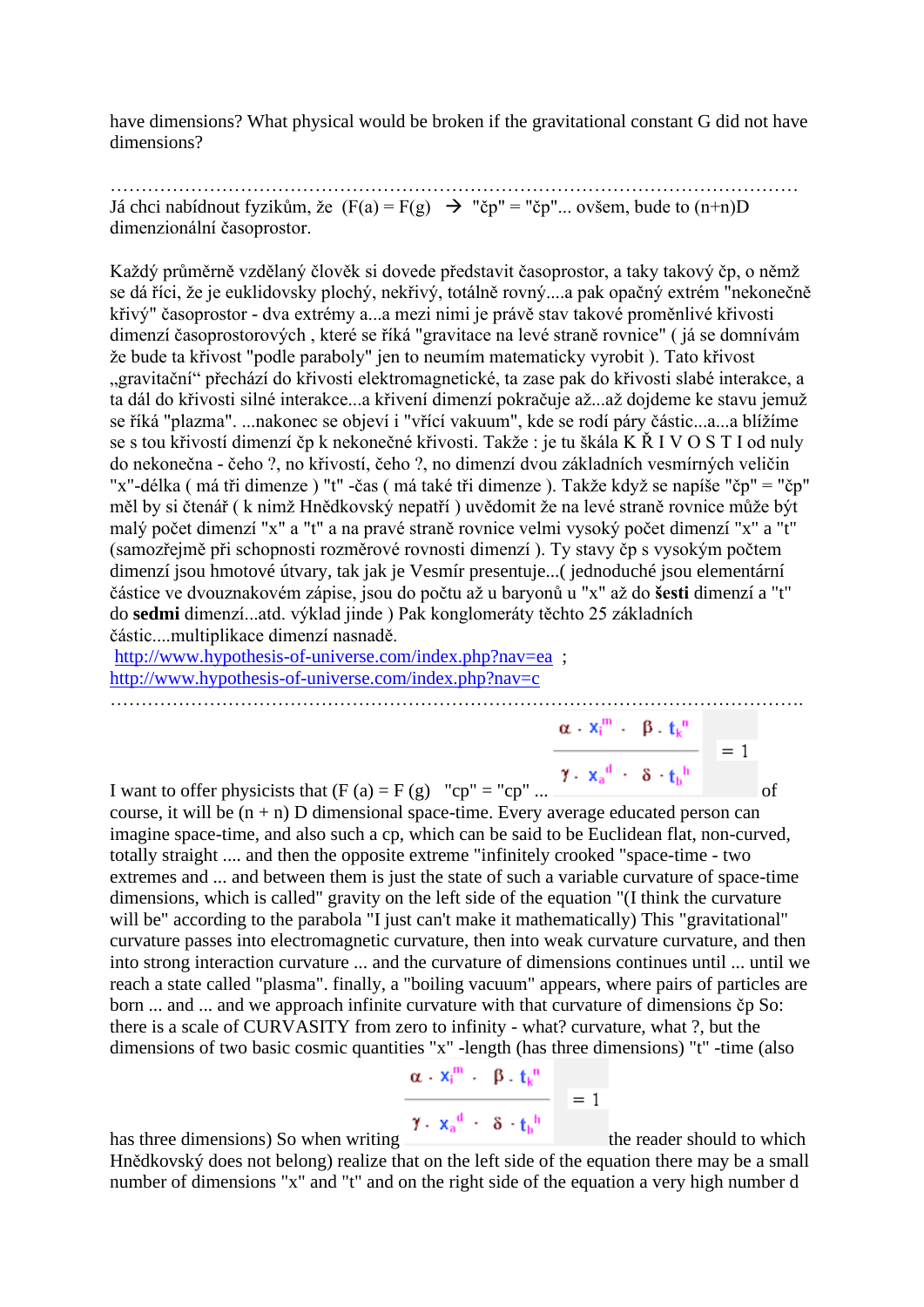have dimensions? What physical would be broken if the gravitational constant G did not have dimensions?

……………………………………………………………………………………………………
Já chci nabídnout fyzikům, že (F(a) = F(g) → "čp" = "čp"... ovšem, bude to (n+n)D dimenzionální časoprostor.

Každý průměrně vzdělaný člověk si dovede představit časoprostor, a taky takový čp, o němž se dá říci, že je euklidovsky plochý, nekřivý, totálně rovný....a pak opačný extrém "nekonečně křivý" časoprostor - dva extrémy a...a mezi nimi je právě stav takové proměnlivé křivosti dimenzí časoprostorových , které se říká "gravitace na levé straně rovnice" ( já se domnívám že bude ta křivost "podle paraboly" jen to neumím matematicky vyrobit ). Tato křivost „gravitační“ přechází do křivosti elektromagnetické, ta zase pak do křivosti slabé interakce, a ta dál do křivosti silné interakce...a křivení dimenzí pokračuje až...až dojdeme ke stavu jemuž se říká "plazma". ...nakonec se objeví i "vřící vakuum", kde se rodí páry částic...a...a blížíme se s tou křivostí dimenzí čp k nekonečné křivosti. Takže : je tu škála K Ř I V O S T I od nuly do nekonečna - čeho ?, no křivostí, čeho ?, no dimenzí dvou základních vesmírných veličin "x"-délka ( má tři dimenze ) "t" -čas ( má také tři dimenze ). Takže když se napíše "čp" = "čp" měl by si čtenář ( k nimž Hnědkovský nepatří ) uvědomit že na levé straně rovnice může být malý počet dimenzí "x" a "t" a na pravé straně rovnice velmi vysoký počet dimenzí "x" a "t" (samozřejmě při schopnosti rozměrové rovnosti dimenzí ). Ty stavy čp s vysokým počtem dimenzí jsou hmotové útvary, tak jak je Vesmír presentuje...( jednoduché jsou elementární částice ve dvouznakovém zápise, jsou do počtu až u baryonů u "x" až do **šesti** dimenzí a "t" do **sedmi** dimenzí...atd. výklad jinde ) Pak konglomeráty těchto 25 základních částic....multiplikace dimenzí nasnadě.
http://www.hypothesis-of-universe.com/index.php?nav=ea ;
http://www.hypothesis-of-universe.com/index.php?nav=c
……………………………………………………………………………………………………

I want to offer physicists that (F (a) = F (g) "cp" = "cp" ...

$$\frac{\alpha \cdot x_i^m \cdot \beta \cdot t_k^n}{\gamma \cdot x_a^d \cdot \delta \cdot t_b^h} = 1$$

of course, it will be (n + n) D dimensional space-time. Every average educated person can imagine space-time, and also such a cp, which can be said to be Euclidean flat, non-curved, totally straight .... and then the opposite extreme "infinitely crooked "space-time - two extremes and ... and between them is just the state of such a variable curvature of space-time dimensions, which is called" gravity on the left side of the equation "(I think the curvature will be" according to the parabola "I just can't make it mathematically) This "gravitational" curvature passes into electromagnetic curvature, then into weak curvature curvature, and then into strong interaction curvature ... and the curvature of dimensions continues until ... until we reach a state called "plasma". finally, a "boiling vacuum" appears, where pairs of particles are born ... and ... and we approach infinite curvature with that curvature of dimensions čp So: there is a scale of CURVASITY from zero to infinity - what? curvature, what ?, but the dimensions of two basic cosmic quantities "x" -length (has three dimensions) "t" -time (also has three dimensions) So when writing

$$\frac{\alpha \cdot x_i^m \cdot \beta \cdot t_k^n}{\gamma \cdot x_a^d \cdot \delta \cdot t_b^h} = 1$$

the reader should to which Hnědkovský does not belong) realize that on the left side of the equation there may be a small number of dimensions "x" and "t" and on the right side of the equation a very high number d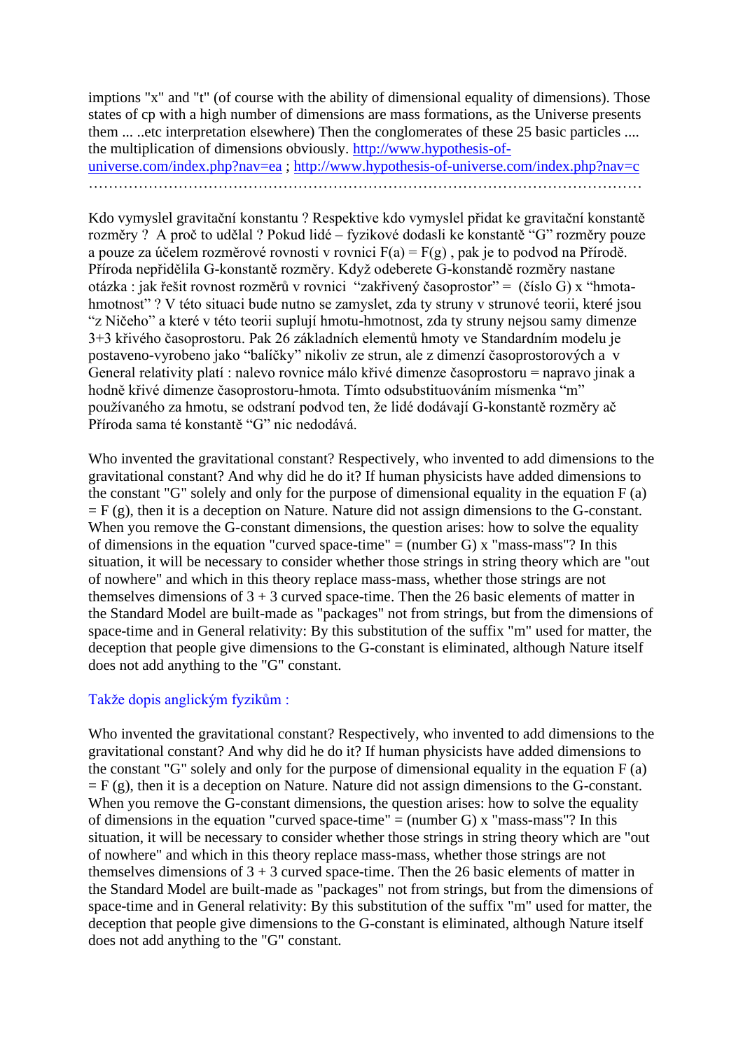imptions "x" and "t" (of course with the ability of dimensional equality of dimensions). Those states of cp with a high number of dimensions are mass formations, as the Universe presents them ... ..etc interpretation elsewhere) Then the conglomerates of these 25 basic particles .... the multiplication of dimensions obviously. [http://www.hypothesis-of-universe.com/index.php?nav=ea](http://www.hypothesis-of-universe.com/index.php?nav=ea) ; [http://www.hypothesis-of-universe.com/index.php?nav=c](http://www.hypothesis-of-universe.com/index.php?nav=c)

……………………………………………………………………………………………………

Kdo vymyslel gravitační konstantu ? Respektive kdo vymyslel přidat ke gravitační konstantě rozměry ? A proč to udělal ? Pokud lidé – fyzikové dodasli ke konstantě "G" rozměry pouze a pouze za účelem rozměrové rovnosti v rovnici F(a) = F(g) , pak je to podvod na Přírodě. Příroda nepřidělila G-konstantě rozměry. Když odeberete G-konstandě rozměry nastane otázka : jak řešit rovnost rozměrů v rovnici "zakřivený časoprostor" = (číslo G) x "hmota-hmotnost" ? V této situaci bude nutno se zamyslet, zda ty struny v strunové teorii, které jsou "z Ničeho" a které v této teorii suplují hmotu-hmotnost, zda ty struny nejsou samy dimenze 3+3 křivého časoprostoru. Pak 26 základních elementů hmoty ve Standardním modelu je postaveno-vyrobeno jako "balíčky" nikoliv ze strun, ale z dimenzí časoprostorových a v General relativity platí : nalevo rovnice málo křivé dimenze časoprostoru = napravo jinak a hodně křivé dimenze časoprostoru-hmota. Tímto odsubstituováním mísmenka "m" používaného za hmotu, se odstraní podvod ten, že lidé dodávají G-konstantě rozměry ač Příroda sama té konstantě "G" nic nedodává.

Who invented the gravitational constant? Respectively, who invented to add dimensions to the gravitational constant? And why did he do it? If human physicists have added dimensions to the constant "G" solely and only for the purpose of dimensional equality in the equation F (a) = F (g), then it is a deception on Nature. Nature did not assign dimensions to the G-constant. When you remove the G-constant dimensions, the question arises: how to solve the equality of dimensions in the equation "curved space-time" = (number G) x "mass-mass"? In this situation, it will be necessary to consider whether those strings in string theory which are "out of nowhere" and which in this theory replace mass-mass, whether those strings are not themselves dimensions of 3 + 3 curved space-time. Then the 26 basic elements of matter in the Standard Model are built-made as "packages" not from strings, but from the dimensions of space-time and in General relativity: By this substitution of the suffix "m" used for matter, the deception that people give dimensions to the G-constant is eliminated, although Nature itself does not add anything to the "G" constant.

Takže dopis anglickým fyzikům :

Who invented the gravitational constant? Respectively, who invented to add dimensions to the gravitational constant? And why did he do it? If human physicists have added dimensions to the constant "G" solely and only for the purpose of dimensional equality in the equation F (a) = F (g), then it is a deception on Nature. Nature did not assign dimensions to the G-constant. When you remove the G-constant dimensions, the question arises: how to solve the equality of dimensions in the equation "curved space-time" = (number G) x "mass-mass"? In this situation, it will be necessary to consider whether those strings in string theory which are "out of nowhere" and which in this theory replace mass-mass, whether those strings are not themselves dimensions of 3 + 3 curved space-time. Then the 26 basic elements of matter in the Standard Model are built-made as "packages" not from strings, but from the dimensions of space-time and in General relativity: By this substitution of the suffix "m" used for matter, the deception that people give dimensions to the G-constant is eliminated, although Nature itself does not add anything to the "G" constant.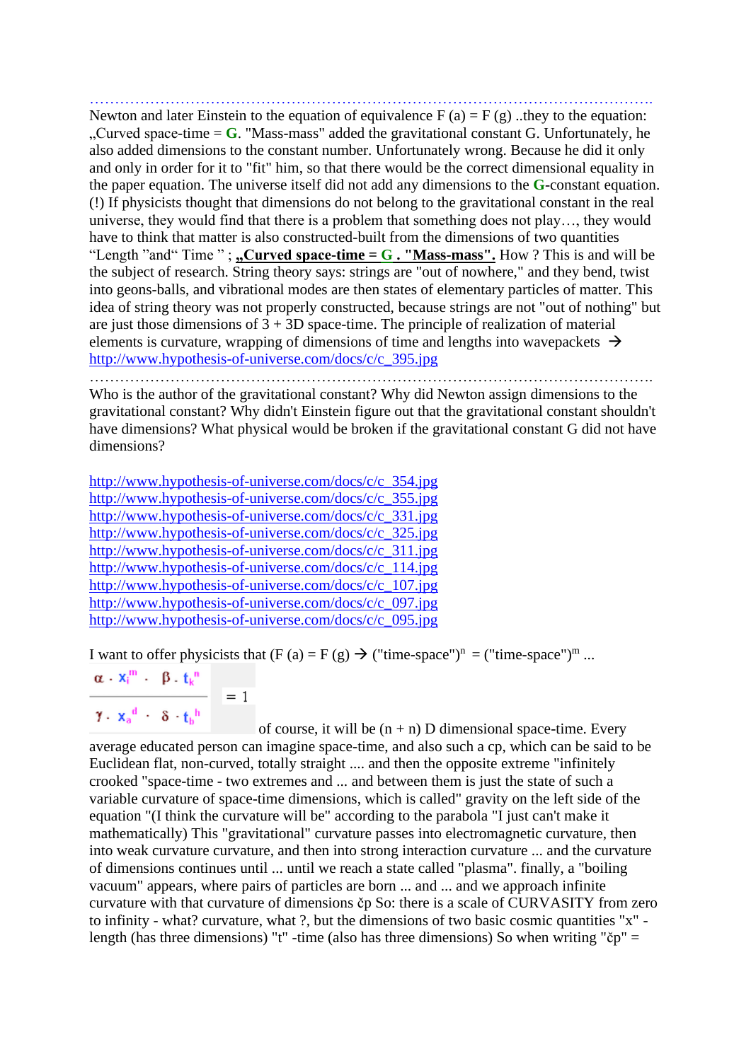……………………………………………………………………………………………………….

Newton and later Einstein to the equation of equivalence F (a) = F (g) ..they to the equation: „Curved space-time = **G**. "Mass-mass" added the gravitational constant G. Unfortunately, he also added dimensions to the constant number. Unfortunately wrong. Because he did it only and only in order for it to "fit" him, so that there would be the correct dimensional equality in the paper equation. The universe itself did not add any dimensions to the **G**-constant equation. (!) If physicists thought that dimensions do not belong to the gravitational constant in the real universe, they would find that there is a problem that something does not play…, they would have to think that matter is also constructed-built from the dimensions of two quantities "Length "and" Time " ; **„Curved space-time = G . "Mass-mass".** How ? This is and will be the subject of research. String theory says: strings are "out of nowhere," and they bend, twist into geons-balls, and vibrational modes are then states of elementary particles of matter. This idea of string theory was not properly constructed, because strings are not "out of nothing" but are just those dimensions of 3 + 3D space-time. The principle of realization of material elements is curvature, wrapping of dimensions of time and lengths into wavepackets → http://www.hypothesis-of-universe.com/docs/c/c_395.jpg

……………………………………………………………………………………………………….

Who is the author of the gravitational constant? Why did Newton assign dimensions to the gravitational constant? Why didn't Einstein figure out that the gravitational constant shouldn't have dimensions? What physical would be broken if the gravitational constant G did not have dimensions?

http://www.hypothesis-of-universe.com/docs/c/c_354.jpg
http://www.hypothesis-of-universe.com/docs/c/c_355.jpg
http://www.hypothesis-of-universe.com/docs/c/c_331.jpg
http://www.hypothesis-of-universe.com/docs/c/c_325.jpg
http://www.hypothesis-of-universe.com/docs/c/c_311.jpg
http://www.hypothesis-of-universe.com/docs/c/c_114.jpg
http://www.hypothesis-of-universe.com/docs/c/c_107.jpg
http://www.hypothesis-of-universe.com/docs/c/c_097.jpg
http://www.hypothesis-of-universe.com/docs/c/c_095.jpg

I want to offer physicists that (F (a) = F (g) → ("time-space")$^{n}$ = ("time-space")$^{m}$ ...

$$\frac{\alpha \cdot x_i^{m} \cdot \beta \cdot t_k^{n}}{\gamma \cdot x_a^{d} \cdot \delta \cdot t_b^{h}} = 1$$

of course, it will be (n + n) D dimensional space-time. Every average educated person can imagine space-time, and also such a cp, which can be said to be Euclidean flat, non-curved, totally straight .... and then the opposite extreme "infinitely crooked "space-time - two extremes and ... and between them is just the state of such a variable curvature of space-time dimensions, which is called" gravity on the left side of the equation "(I think the curvature will be" according to the parabola "I just can't make it mathematically) This "gravitational" curvature passes into electromagnetic curvature, then into weak curvature curvature, and then into strong interaction curvature ... and the curvature of dimensions continues until ... until we reach a state called "plasma". finally, a "boiling vacuum" appears, where pairs of particles are born ... and ... and we approach infinite curvature with that curvature of dimensions čp So: there is a scale of CURVASITY from zero to infinity - what? curvature, what ?, but the dimensions of two basic cosmic quantities "x" - length (has three dimensions) "t" -time (also has three dimensions) So when writing "čp" =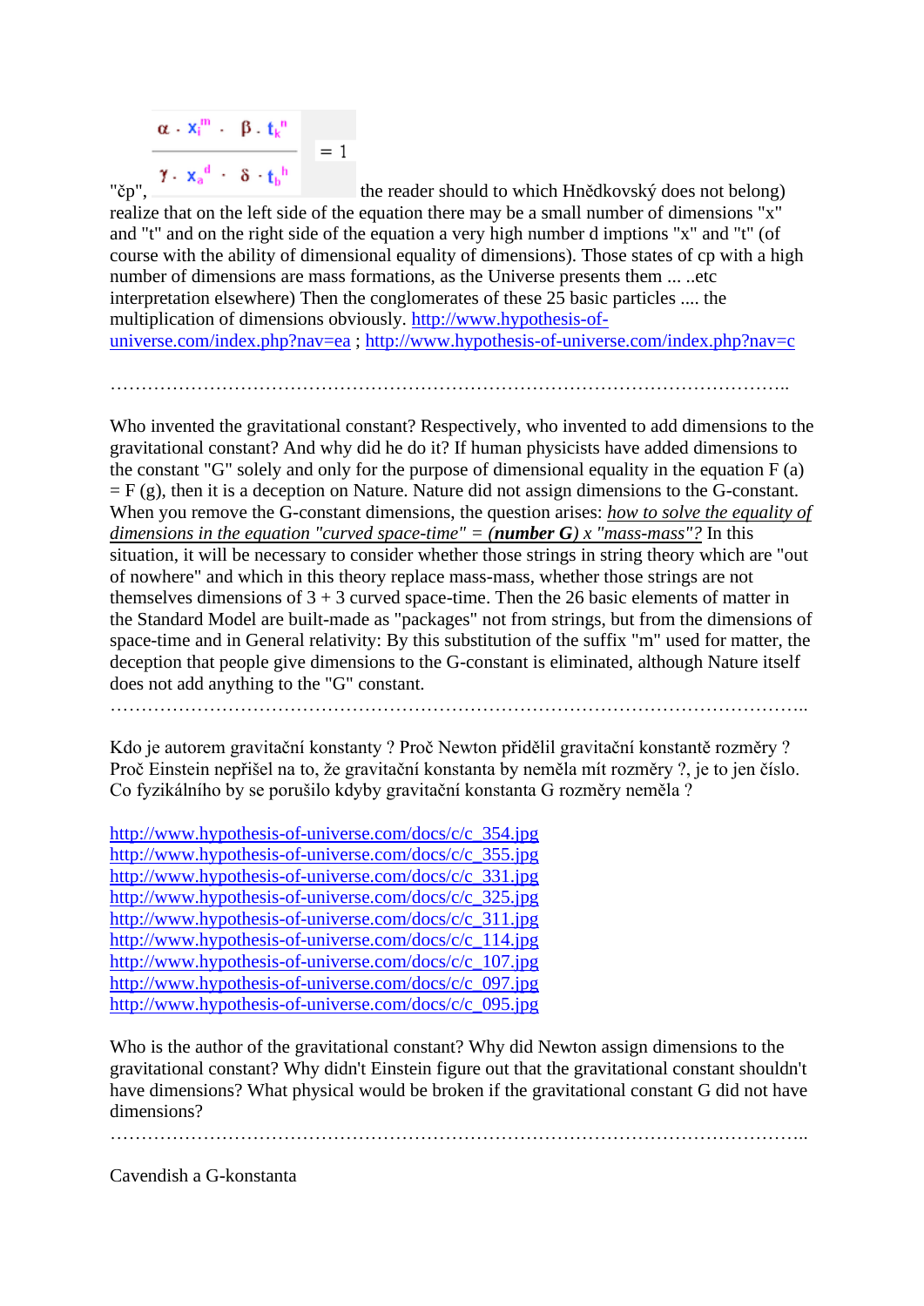"čp", $\dfrac{\alpha \cdot x_i^m \cdot \beta \cdot t_k^n}{\gamma \cdot x_a^d \cdot \delta \cdot t_b^h} = 1$ the reader should to which Hnědkovský does not belong) realize that on the left side of the equation there may be a small number of dimensions "x" and "t" and on the right side of the equation a very high number d imptions "x" and "t" (of course with the ability of dimensional equality of dimensions). Those states of cp with a high number of dimensions are mass formations, as the Universe presents them ... ..etc interpretation elsewhere) Then the conglomerates of these 25 basic particles .... the multiplication of dimensions obviously. http://www.hypothesis-of-universe.com/index.php?nav=ea ; http://www.hypothesis-of-universe.com/index.php?nav=c

…………………………………………………………………………………………………..

Who invented the gravitational constant? Respectively, who invented to add dimensions to the gravitational constant? And why did he do it? If human physicists have added dimensions to the constant "G" solely and only for the purpose of dimensional equality in the equation F (a) = F (g), then it is a deception on Nature. Nature did not assign dimensions to the G-constant. When you remove the G-constant dimensions, the question arises: *how to solve the equality of dimensions in the equation "curved space-time" = (**number G**) x "mass-mass"?* In this situation, it will be necessary to consider whether those strings in string theory which are "out of nowhere" and which in this theory replace mass-mass, whether those strings are not themselves dimensions of 3 + 3 curved space-time. Then the 26 basic elements of matter in the Standard Model are built-made as "packages" not from strings, but from the dimensions of space-time and in General relativity: By this substitution of the suffix "m" used for matter, the deception that people give dimensions to the G-constant is eliminated, although Nature itself does not add anything to the "G" constant.

…………………………………………………………………………………………………..

Kdo je autorem gravitační konstanty ? Proč Newton přidělil gravitační konstantě rozměry ? Proč Einstein nepřišel na to, že gravitační konstanta by neměla mít rozměry ?, je to jen číslo. Co fyzikálního by se porušilo kdyby gravitační konstanta G rozměry neměla ?

http://www.hypothesis-of-universe.com/docs/c/c_354.jpg
http://www.hypothesis-of-universe.com/docs/c/c_355.jpg
http://www.hypothesis-of-universe.com/docs/c/c_331.jpg
http://www.hypothesis-of-universe.com/docs/c/c_325.jpg
http://www.hypothesis-of-universe.com/docs/c/c_311.jpg
http://www.hypothesis-of-universe.com/docs/c/c_114.jpg
http://www.hypothesis-of-universe.com/docs/c/c_107.jpg
http://www.hypothesis-of-universe.com/docs/c/c_097.jpg
http://www.hypothesis-of-universe.com/docs/c/c_095.jpg

Who is the author of the gravitational constant? Why did Newton assign dimensions to the gravitational constant? Why didn't Einstein figure out that the gravitational constant shouldn't have dimensions? What physical would be broken if the gravitational constant G did not have dimensions?

…………………………………………………………………………………………………..

Cavendish a G-konstanta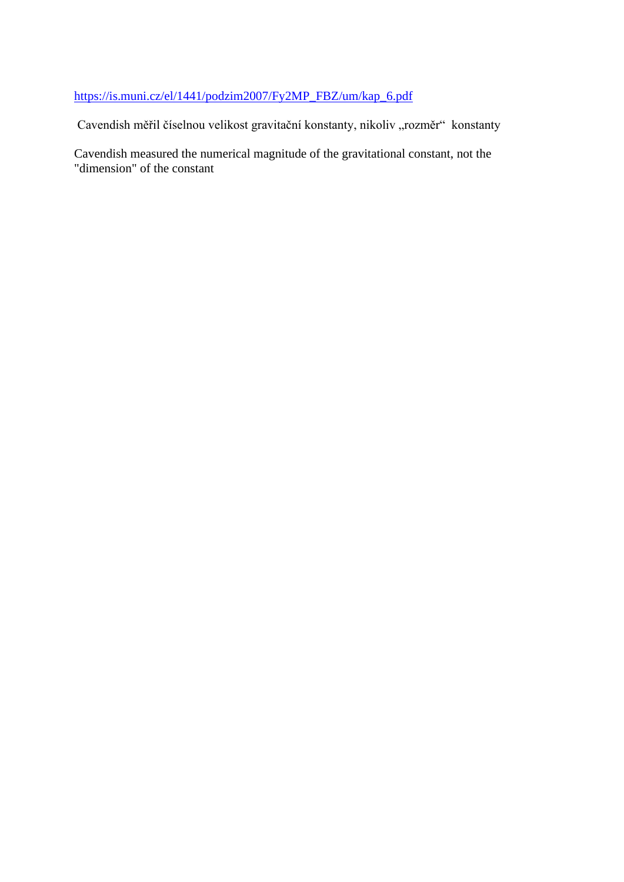https://is.muni.cz/el/1441/podzim2007/Fy2MP_FBZ/um/kap_6.pdf

Cavendish měřil číselnou velikost gravitační konstanty, nikoliv „rozměr“ konstanty

Cavendish measured the numerical magnitude of the gravitational constant, not the "dimension" of the constant